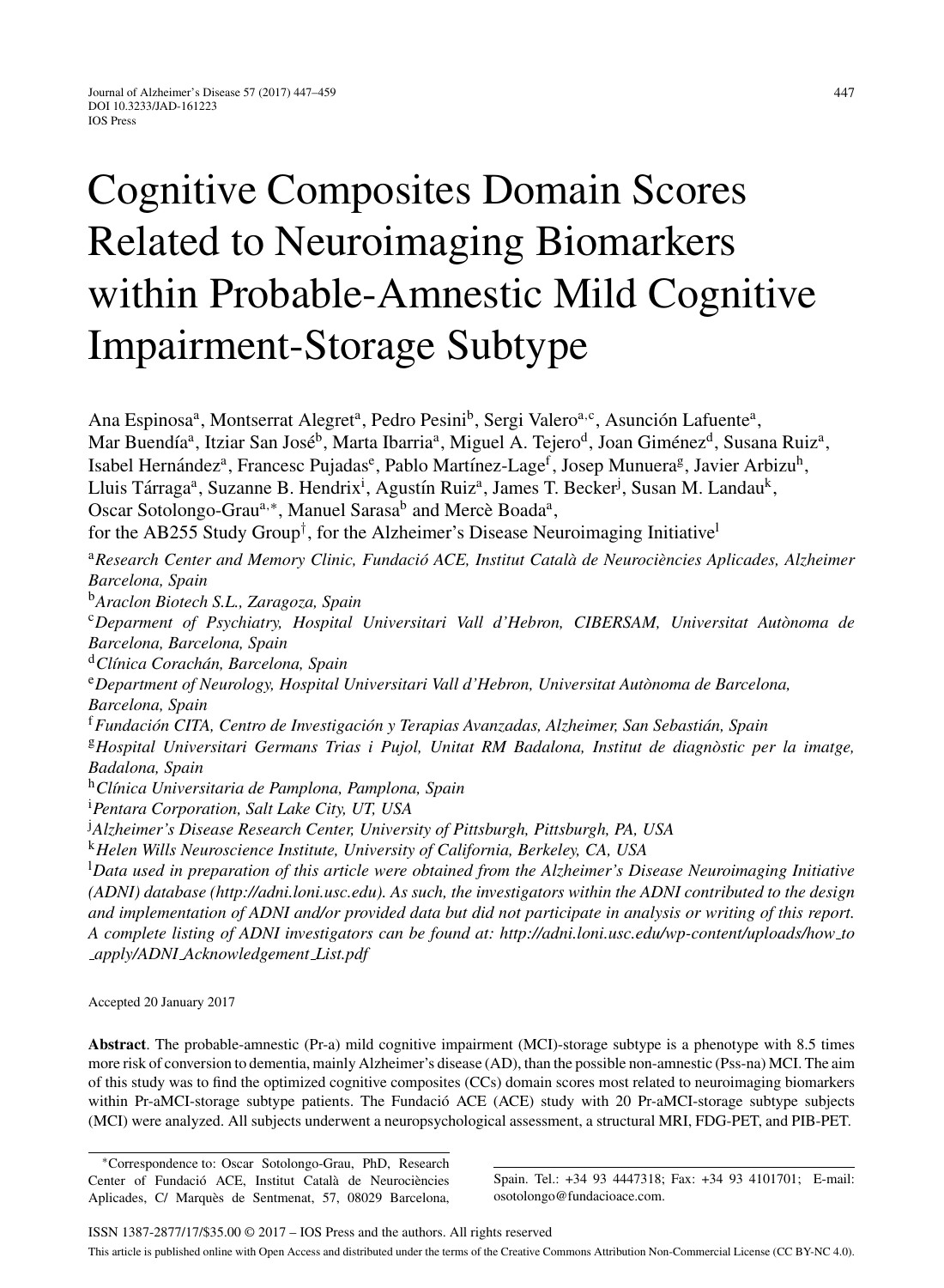# Cognitive Composites Domain Scores Related to Neuroimaging Biomarkers within Probable-Amnestic Mild Cognitive Impairment-Storage Subtype

Ana Espinosa[a], Montserrat Alegret[a], Pedro Pesini[b], Sergi Valero[a,c], Asunción Lafuente[a], Mar Buendía[a], Itziar San José[b], Marta Ibarria[a], Miguel A. Tejero[d], Joan Giménez[d], Susana Ruiz[a], Isabel Hernández[a], Francesc Pujadas[e], Pablo Martínez-Lage[f], Josep Munuera[g], Javier Arbizu[h], Lluis Tárraga[a], Suzanne B. Hendrix[i], Agustín Ruiz[a], James T. Becker[j], Susan M. Landau[k], Oscar Sotolongo-Grau[a,*], Manuel Sarasa[b] and Mercè Boada[a], for the AB255 Study Group[†], for the Alzheimer's Disease Neuroimaging Initiative[l]

[a]*Research Center and Memory Clinic, Fundació ACE, Institut Català de Neurociències Aplicades, Alzheimer Barcelona, Spain*

[b]*Araclon Biotech S.L., Zaragoza, Spain*

[c]*Deparment of Psychiatry, Hospital Universitari Vall d'Hebron, CIBERSAM, Universitat Autònoma de Barcelona, Barcelona, Spain*

[d]*Clínica Corachán, Barcelona, Spain*

[e]*Department of Neurology, Hospital Universitari Vall d'Hebron, Universitat Autònoma de Barcelona, Barcelona, Spain*

[f]*Fundación CITA, Centro de Investigación y Terapias Avanzadas, Alzheimer, San Sebastián, Spain*

[g]*Hospital Universitari Germans Trias i Pujol, Unitat RM Badalona, Institut de diagnòstic per la imatge, Badalona, Spain*

[h]*Clínica Universitaria de Pamplona, Pamplona, Spain*

[i]*Pentara Corporation, Salt Lake City, UT, USA*

[j]*Alzheimer's Disease Research Center, University of Pittsburgh, Pittsburgh, PA, USA*

[k]*Helen Wills Neuroscience Institute, University of California, Berkeley, CA, USA*

[l]*Data used in preparation of this article were obtained from the Alzheimer's Disease Neuroimaging Initiative (ADNI) database (http://adni.loni.usc.edu). As such, the investigators within the ADNI contributed to the design and implementation of ADNI and/or provided data but did not participate in analysis or writing of this report. A complete listing of ADNI investigators can be found at: http://adni.loni.usc.edu/wp-content/uploads/how_to_apply/ADNI_Acknowledgement_List.pdf*

Accepted 20 January 2017

**Abstract**. The probable-amnestic (Pr-a) mild cognitive impairment (MCI)-storage subtype is a phenotype with 8.5 times more risk of conversion to dementia, mainly Alzheimer's disease (AD), than the possible non-amnestic (Pss-na) MCI. The aim of this study was to find the optimized cognitive composites (CCs) domain scores most related to neuroimaging biomarkers within Pr-aMCI-storage subtype patients. The Fundació ACE (ACE) study with 20 Pr-aMCI-storage subtype subjects (MCI) were analyzed. All subjects underwent a neuropsychological assessment, a structural MRI, FDG-PET, and PIB-PET.

*Correspondence to: Oscar Sotolongo-Grau, PhD, Research Center of Fundació ACE, Institut Català de Neurociències Aplicades, C/ Marquès de Sentmenat, 57, 08029 Barcelona, Spain. Tel.: +34 93 4447318; Fax: +34 93 4101701; E-mail: osotolongo@fundacioace.com.

ISSN 1387-2877/17/$35.00 © 2017 – IOS Press and the authors. All rights reserved

This article is published online with Open Access and distributed under the terms of the Creative Commons Attribution Non-Commercial License (CC BY-NC 4.0).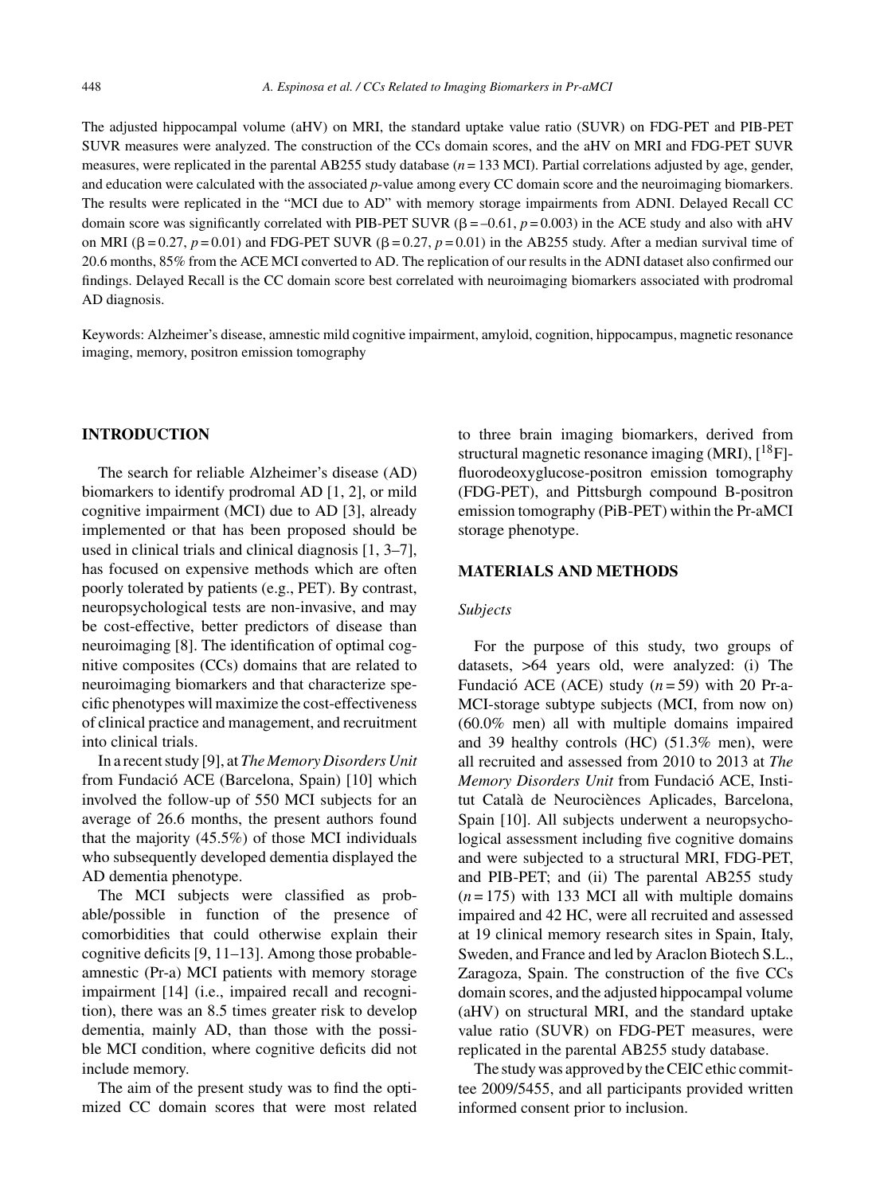The adjusted hippocampal volume (aHV) on MRI, the standard uptake value ratio (SUVR) on FDG-PET and PIB-PET SUVR measures were analyzed. The construction of the CCs domain scores, and the aHV on MRI and FDG-PET SUVR measures, were replicated in the parental AB255 study database ($n = 133$ MCI). Partial correlations adjusted by age, gender, and education were calculated with the associated $p$-value among every CC domain score and the neuroimaging biomarkers. The results were replicated in the "MCI due to AD" with memory storage impairments from ADNI. Delayed Recall CC domain score was significantly correlated with PIB-PET SUVR ($\beta = -0.61$, $p = 0.003$) in the ACE study and also with aHV on MRI ($\beta = 0.27$, $p = 0.01$) and FDG-PET SUVR ($\beta = 0.27$, $p = 0.01$) in the AB255 study. After a median survival time of 20.6 months, 85% from the ACE MCI converted to AD. The replication of our results in the ADNI dataset also confirmed our findings. Delayed Recall is the CC domain score best correlated with neuroimaging biomarkers associated with prodromal AD diagnosis.

Keywords: Alzheimer's disease, amnestic mild cognitive impairment, amyloid, cognition, hippocampus, magnetic resonance imaging, memory, positron emission tomography

## INTRODUCTION

The search for reliable Alzheimer's disease (AD) biomarkers to identify prodromal AD [1, 2], or mild cognitive impairment (MCI) due to AD [3], already implemented or that has been proposed should be used in clinical trials and clinical diagnosis [1, 3–7], has focused on expensive methods which are often poorly tolerated by patients (e.g., PET). By contrast, neuropsychological tests are non-invasive, and may be cost-effective, better predictors of disease than neuroimaging [8]. The identification of optimal cognitive composites (CCs) domains that are related to neuroimaging biomarkers and that characterize specific phenotypes will maximize the cost-effectiveness of clinical practice and management, and recruitment into clinical trials.

In a recent study [9], at *The Memory Disorders Unit* from Fundació ACE (Barcelona, Spain) [10] which involved the follow-up of 550 MCI subjects for an average of 26.6 months, the present authors found that the majority (45.5%) of those MCI individuals who subsequently developed dementia displayed the AD dementia phenotype.

The MCI subjects were classified as probable/possible in function of the presence of comorbidities that could otherwise explain their cognitive deficits [9, 11–13]. Among those probable-amnestic (Pr-a) MCI patients with memory storage impairment [14] (i.e., impaired recall and recognition), there was an 8.5 times greater risk to develop dementia, mainly AD, than those with the possible MCI condition, where cognitive deficits did not include memory.

The aim of the present study was to find the optimized CC domain scores that were most related to three brain imaging biomarkers, derived from structural magnetic resonance imaging (MRI), [$^{18}$F]-fluorodeoxyglucose-positron emission tomography (FDG-PET), and Pittsburgh compound B-positron emission tomography (PiB-PET) within the Pr-aMCI storage phenotype.

## MATERIALS AND METHODS

### *Subjects*

For the purpose of this study, two groups of datasets, >64 years old, were analyzed: (i) The Fundació ACE (ACE) study ($n = 59$) with 20 Pr-a-MCI-storage subtype subjects (MCI, from now on) (60.0% men) all with multiple domains impaired and 39 healthy controls (HC) (51.3% men), were all recruited and assessed from 2010 to 2013 at *The Memory Disorders Unit* from Fundació ACE, Institut Català de Neurociències Aplicades, Barcelona, Spain [10]. All subjects underwent a neuropsychological assessment including five cognitive domains and were subjected to a structural MRI, FDG-PET, and PIB-PET; and (ii) The parental AB255 study ($n = 175$) with 133 MCI all with multiple domains impaired and 42 HC, were all recruited and assessed at 19 clinical memory research sites in Spain, Italy, Sweden, and France and led by Araclon Biotech S.L., Zaragoza, Spain. The construction of the five CCs domain scores, and the adjusted hippocampal volume (aHV) on structural MRI, and the standard uptake value ratio (SUVR) on FDG-PET measures, were replicated in the parental AB255 study database.

The study was approved by the CEIC ethic committee 2009/5455, and all participants provided written informed consent prior to inclusion.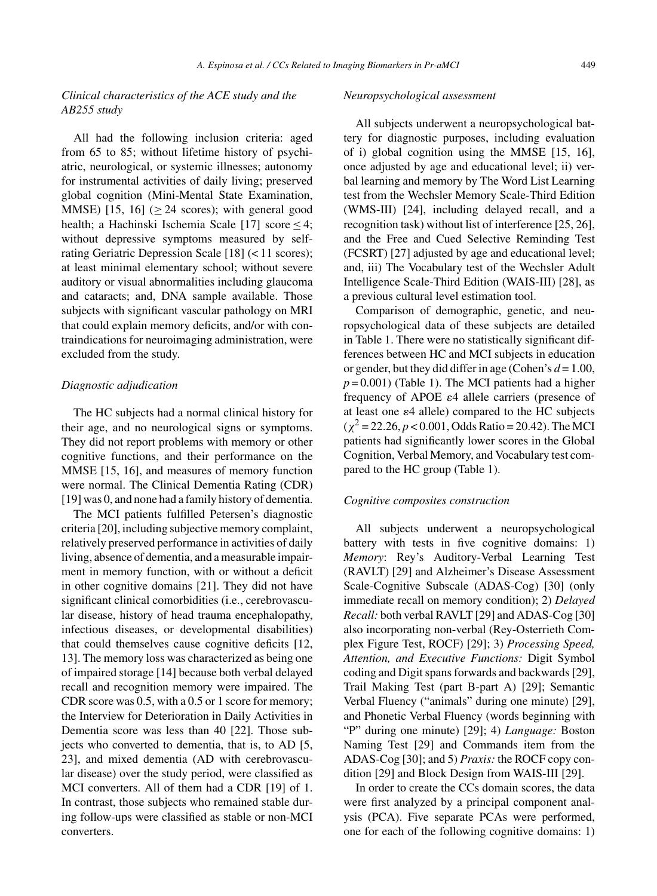### *Clinical characteristics of the ACE study and the AB255 study*

All had the following inclusion criteria: aged from 65 to 85; without lifetime history of psychiatric, neurological, or systemic illnesses; autonomy for instrumental activities of daily living; preserved global cognition (Mini-Mental State Examination, MMSE) [15, 16] ($\geq 24$ scores); with general good health; a Hachinski Ischemia Scale [17] score $\leq 4$; without depressive symptoms measured by self-rating Geriatric Depression Scale [18] ($< 11$ scores); at least minimal elementary school; without severe auditory or visual abnormalities including glaucoma and cataracts; and, DNA sample available. Those subjects with significant vascular pathology on MRI that could explain memory deficits, and/or with contraindications for neuroimaging administration, were excluded from the study.

### *Diagnostic adjudication*

The HC subjects had a normal clinical history for their age, and no neurological signs or symptoms. They did not report problems with memory or other cognitive functions, and their performance on the MMSE [15, 16], and measures of memory function were normal. The Clinical Dementia Rating (CDR) [19] was 0, and none had a family history of dementia.

The MCI patients fulfilled Petersen's diagnostic criteria [20], including subjective memory complaint, relatively preserved performance in activities of daily living, absence of dementia, and a measurable impairment in memory function, with or without a deficit in other cognitive domains [21]. They did not have significant clinical comorbidities (i.e., cerebrovascular disease, history of head trauma encephalopathy, infectious diseases, or developmental disabilities) that could themselves cause cognitive deficits [12, 13]. The memory loss was characterized as being one of impaired storage [14] because both verbal delayed recall and recognition memory were impaired. The CDR score was 0.5, with a 0.5 or 1 score for memory; the Interview for Deterioration in Daily Activities in Dementia score was less than 40 [22]. Those subjects who converted to dementia, that is, to AD [5, 23], and mixed dementia (AD with cerebrovascular disease) over the study period, were classified as MCI converters. All of them had a CDR [19] of 1. In contrast, those subjects who remained stable during follow-ups were classified as stable or non-MCI converters.

### *Neuropsychological assessment*

All subjects underwent a neuropsychological battery for diagnostic purposes, including evaluation of i) global cognition using the MMSE [15, 16], once adjusted by age and educational level; ii) verbal learning and memory by The Word List Learning test from the Wechsler Memory Scale-Third Edition (WMS-III) [24], including delayed recall, and a recognition task) without list of interference [25, 26], and the Free and Cued Selective Reminding Test (FCSRT) [27] adjusted by age and educational level; and, iii) The Vocabulary test of the Wechsler Adult Intelligence Scale-Third Edition (WAIS-III) [28], as a previous cultural level estimation tool.

Comparison of demographic, genetic, and neuropsychological data of these subjects are detailed in Table 1. There were no statistically significant differences between HC and MCI subjects in education or gender, but they did differ in age (Cohen's $d = 1.00$, $p = 0.001$) (Table 1). The MCI patients had a higher frequency of APOE $\varepsilon$4 allele carriers (presence of at least one $\varepsilon$4 allele) compared to the HC subjects ($\chi^2 = 22.26$, $p < 0.001$, Odds Ratio = 20.42). The MCI patients had significantly lower scores in the Global Cognition, Verbal Memory, and Vocabulary test compared to the HC group (Table 1).

### *Cognitive composites construction*

All subjects underwent a neuropsychological battery with tests in five cognitive domains: 1) *Memory*: Rey's Auditory-Verbal Learning Test (RAVLT) [29] and Alzheimer's Disease Assessment Scale-Cognitive Subscale (ADAS-Cog) [30] (only immediate recall on memory condition); 2) *Delayed Recall:* both verbal RAVLT [29] and ADAS-Cog [30] also incorporating non-verbal (Rey-Osterrieth Complex Figure Test, ROCF) [29]; 3) *Processing Speed, Attention, and Executive Functions:* Digit Symbol coding and Digit spans forwards and backwards [29], Trail Making Test (part B-part A) [29]; Semantic Verbal Fluency ("animals" during one minute) [29], and Phonetic Verbal Fluency (words beginning with "P" during one minute) [29]; 4) *Language:* Boston Naming Test [29] and Commands item from the ADAS-Cog [30]; and 5) *Praxis:* the ROCF copy condition [29] and Block Design from WAIS-III [29].

In order to create the CCs domain scores, the data were first analyzed by a principal component analysis (PCA). Five separate PCAs were performed, one for each of the following cognitive domains: 1)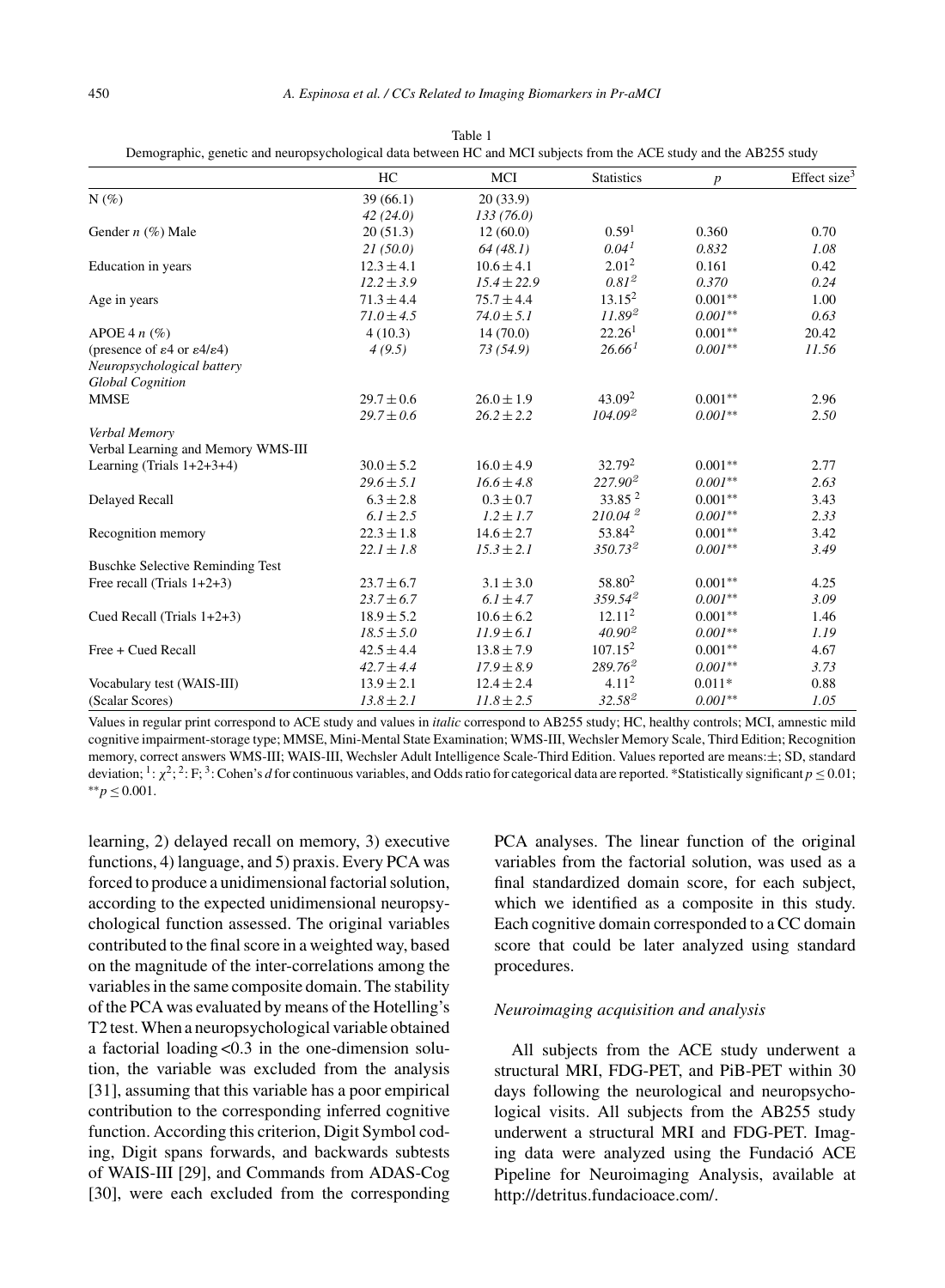Table 1
Demographic, genetic and neuropsychological data between HC and MCI subjects from the ACE study and the AB255 study

| | HC | MCI | Statistics | $p$ | Effect size[3] |
|---|---|---|---|---|---|
| N (%) | 39 (66.1) | 20 (33.9) | | | |
| | *42 (24.0)* | *133 (76.0)* | | | |
| Gender $n$ (%) Male | 20 (51.3) | 12 (60.0) | 0.59[1] | 0.360 | 0.70 |
| | *21 (50.0)* | *64 (48.1)* | *0.04[1]* | *0.832* | *1.08* |
| Education in years | 12.3 ± 4.1 | 10.6 ± 4.1 | 2.01[2] | 0.161 | 0.42 |
| | *12.2 ± 3.9* | *15.4 ± 22.9* | *0.81[2]* | *0.370* | *0.24* |
| Age in years | 71.3 ± 4.4 | 75.7 ± 4.4 | 13.15[2] | 0.001** | 1.00 |
| | *71.0 ± 4.5* | *74.0 ± 5.1* | *11.89[2]* | *0.001*** | *0.63* |
| APOE 4 $n$ (%) | 4 (10.3) | 14 (70.0) | 22.26[1] | 0.001** | 20.42 |
| (presence of ε4 or ε4/ε4) | *4 (9.5)* | *73 (54.9)* | *26.66[1]* | *0.001*** | *11.56* |
| *Neuropsychological battery* | | | | | |
| *Global Cognition* | | | | | |
| MMSE | 29.7 ± 0.6 | 26.0 ± 1.9 | 43.09[2] | 0.001** | 2.96 |
| | *29.7 ± 0.6* | *26.2 ± 2.2* | *104.09[2]* | *0.001*** | *2.50* |
| *Verbal Memory* | | | | | |
| Verbal Learning and Memory WMS-III | | | | | |
| Learning (Trials 1+2+3+4) | 30.0 ± 5.2 | 16.0 ± 4.9 | 32.79[2] | 0.001** | 2.77 |
| | *29.6 ± 5.1* | *16.6 ± 4.8* | *227.90[2]* | *0.001*** | *2.63* |
| Delayed Recall | 6.3 ± 2.8 | 0.3 ± 0.7 | 33.85 [2] | 0.001** | 3.43 |
| | *6.1 ± 2.5* | *1.2 ± 1.7* | *210.04 [2]* | *0.001*** | *2.33* |
| Recognition memory | 22.3 ± 1.8 | 14.6 ± 2.7 | 53.84[2] | 0.001** | 3.42 |
| | *22.1 ± 1.8* | *15.3 ± 2.1* | *350.73[2]* | *0.001*** | *3.49* |
| Buschke Selective Reminding Test | | | | | |
| Free recall (Trials 1+2+3) | 23.7 ± 6.7 | 3.1 ± 3.0 | 58.80[2] | 0.001** | 4.25 |
| | *23.7 ± 6.7* | *6.1 ± 4.7* | *359.54[2]* | *0.001*** | *3.09* |
| Cued Recall (Trials 1+2+3) | 18.9 ± 5.2 | 10.6 ± 6.2 | 12.11[2] | 0.001** | 1.46 |
| | *18.5 ± 5.0* | *11.9 ± 6.1* | *40.90[2]* | *0.001*** | *1.19* |
| Free + Cued Recall | 42.5 ± 4.4 | 13.8 ± 7.9 | 107.15[2] | 0.001** | 4.67 |
| | *42.7 ± 4.4* | *17.9 ± 8.9* | *289.76[2]* | *0.001*** | *3.73* |
| Vocabulary test (WAIS-III) | 13.9 ± 2.1 | 12.4 ± 2.4 | 4.11[2] | 0.011* | 0.88 |
| (Scalar Scores) | *13.8 ± 2.1* | *11.8 ± 2.5* | *32.58[2]* | *0.001*** | *1.05* |

Values in regular print correspond to ACE study and values in *italic* correspond to AB255 study; HC, healthy controls; MCI, amnestic mild cognitive impairment-storage type; MMSE, Mini-Mental State Examination; WMS-III, Wechsler Memory Scale, Third Edition; Recognition memory, correct answers WMS-III; WAIS-III, Wechsler Adult Intelligence Scale-Third Edition. Values reported are means:±; SD, standard deviation; [1]: $\chi^2$; [2]: F; [3]: Cohen's $d$ for continuous variables, and Odds ratio for categorical data are reported. *Statistically significant $p \leq 0.01$; **$p \leq 0.001$.

learning, 2) delayed recall on memory, 3) executive functions, 4) language, and 5) praxis. Every PCA was forced to produce a unidimensional factorial solution, according to the expected unidimensional neuropsychological function assessed. The original variables contributed to the final score in a weighted way, based on the magnitude of the inter-correlations among the variables in the same composite domain. The stability of the PCA was evaluated by means of the Hotelling's T2 test. When a neuropsychological variable obtained a factorial loading <0.3 in the one-dimension solution, the variable was excluded from the analysis [31], assuming that this variable has a poor empirical contribution to the corresponding inferred cognitive function. According this criterion, Digit Symbol coding, Digit spans forwards, and backwards subtests of WAIS-III [29], and Commands from ADAS-Cog [30], were each excluded from the corresponding PCA analyses. The linear function of the original variables from the factorial solution, was used as a final standardized domain score, for each subject, which we identified as a composite in this study. Each cognitive domain corresponded to a CC domain score that could be later analyzed using standard procedures.

### *Neuroimaging acquisition and analysis*

All subjects from the ACE study underwent a structural MRI, FDG-PET, and PiB-PET within 30 days following the neurological and neuropsychological visits. All subjects from the AB255 study underwent a structural MRI and FDG-PET. Imaging data were analyzed using the Fundació ACE Pipeline for Neuroimaging Analysis, available at http://detritus.fundacioace.com/.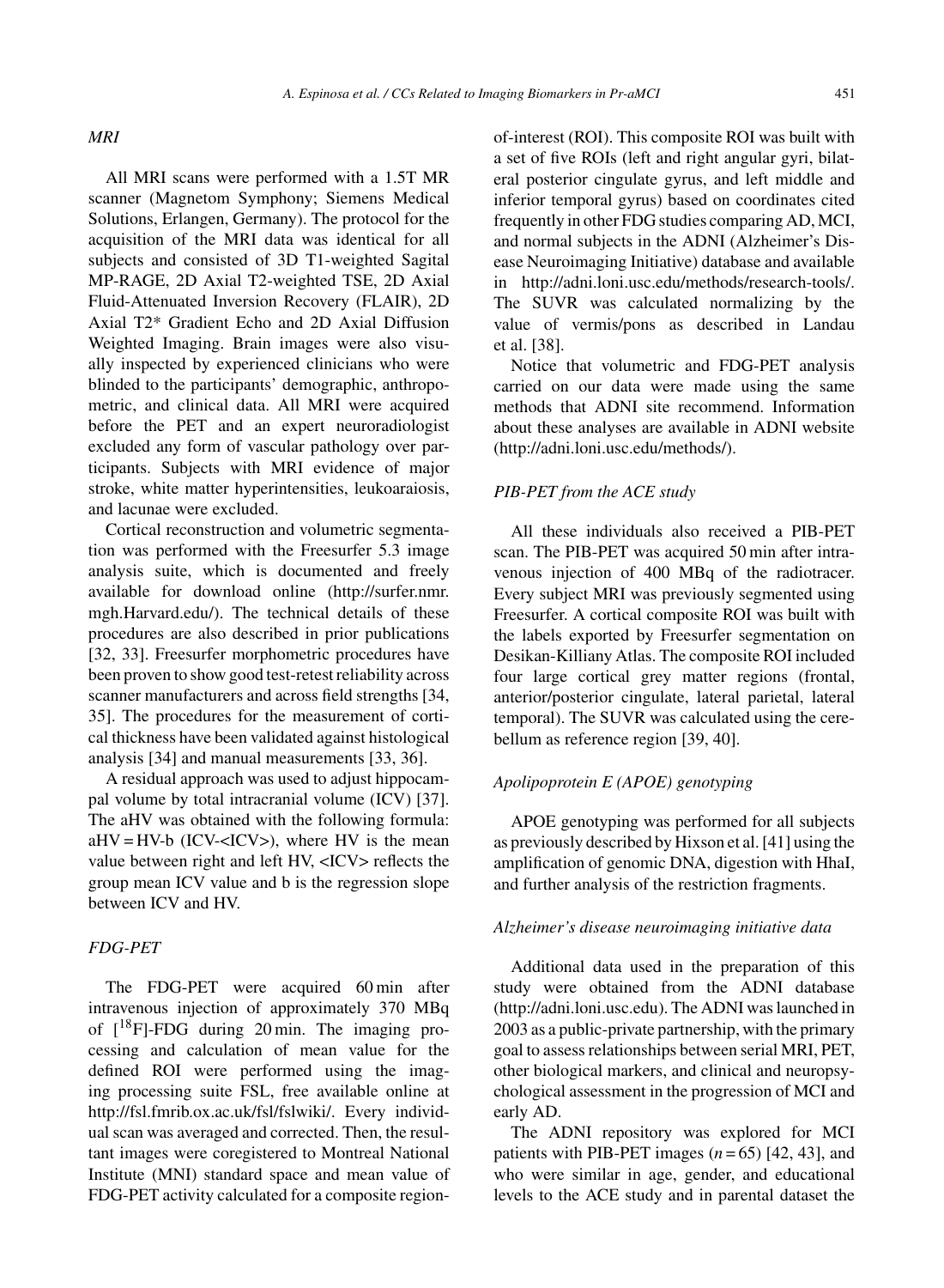### *MRI*

All MRI scans were performed with a 1.5T MR scanner (Magnetom Symphony; Siemens Medical Solutions, Erlangen, Germany). The protocol for the acquisition of the MRI data was identical for all subjects and consisted of 3D T1-weighted Sagital MP-RAGE, 2D Axial T2-weighted TSE, 2D Axial Fluid-Attenuated Inversion Recovery (FLAIR), 2D Axial T2* Gradient Echo and 2D Axial Diffusion Weighted Imaging. Brain images were also visually inspected by experienced clinicians who were blinded to the participants' demographic, anthropometric, and clinical data. All MRI were acquired before the PET and an expert neuroradiologist excluded any form of vascular pathology over participants. Subjects with MRI evidence of major stroke, white matter hyperintensities, leukoaraiosis, and lacunae were excluded.

Cortical reconstruction and volumetric segmentation was performed with the Freesurfer 5.3 image analysis suite, which is documented and freely available for download online (http://surfer.nmr.mgh.Harvard.edu/). The technical details of these procedures are also described in prior publications [32, 33]. Freesurfer morphometric procedures have been proven to show good test-retest reliability across scanner manufacturers and across field strengths [34, 35]. The procedures for the measurement of cortical thickness have been validated against histological analysis [34] and manual measurements [33, 36].

A residual approach was used to adjust hippocampal volume by total intracranial volume (ICV) [37]. The aHV was obtained with the following formula: aHV = HV-b (ICV-<ICV>), where HV is the mean value between right and left HV, <ICV> reflects the group mean ICV value and b is the regression slope between ICV and HV.

### *FDG-PET*

The FDG-PET were acquired 60 min after intravenous injection of approximately 370 MBq of [$^{18}$F]-FDG during 20 min. The imaging processing and calculation of mean value for the defined ROI were performed using the imaging processing suite FSL, free available online at http://fsl.fmrib.ox.ac.uk/fsl/fslwiki/. Every individual scan was averaged and corrected. Then, the resultant images were coregistered to Montreal National Institute (MNI) standard space and mean value of FDG-PET activity calculated for a composite region-of-interest (ROI). This composite ROI was built with a set of five ROIs (left and right angular gyri, bilateral posterior cingulate gyrus, and left middle and inferior temporal gyrus) based on coordinates cited frequently in other FDG studies comparing AD, MCI, and normal subjects in the ADNI (Alzheimer's Disease Neuroimaging Initiative) database and available in http://adni.loni.usc.edu/methods/research-tools/. The SUVR was calculated normalizing by the value of vermis/pons as described in Landau et al. [38].

Notice that volumetric and FDG-PET analysis carried on our data were made using the same methods that ADNI site recommend. Information about these analyses are available in ADNI website (http://adni.loni.usc.edu/methods/).

### *PIB-PET from the ACE study*

All these individuals also received a PIB-PET scan. The PIB-PET was acquired 50 min after intravenous injection of 400 MBq of the radiotracer. Every subject MRI was previously segmented using Freesurfer. A cortical composite ROI was built with the labels exported by Freesurfer segmentation on Desikan-Killiany Atlas. The composite ROI included four large cortical grey matter regions (frontal, anterior/posterior cingulate, lateral parietal, lateral temporal). The SUVR was calculated using the cerebellum as reference region [39, 40].

### *Apolipoprotein E (APOE) genotyping*

APOE genotyping was performed for all subjects as previously described by Hixson et al. [41] using the amplification of genomic DNA, digestion with HhaI, and further analysis of the restriction fragments.

### *Alzheimer's disease neuroimaging initiative data*

Additional data used in the preparation of this study were obtained from the ADNI database (http://adni.loni.usc.edu). The ADNI was launched in 2003 as a public-private partnership, with the primary goal to assess relationships between serial MRI, PET, other biological markers, and clinical and neuropsychological assessment in the progression of MCI and early AD.

The ADNI repository was explored for MCI patients with PIB-PET images ($n = 65$) [42, 43], and who were similar in age, gender, and educational levels to the ACE study and in parental dataset the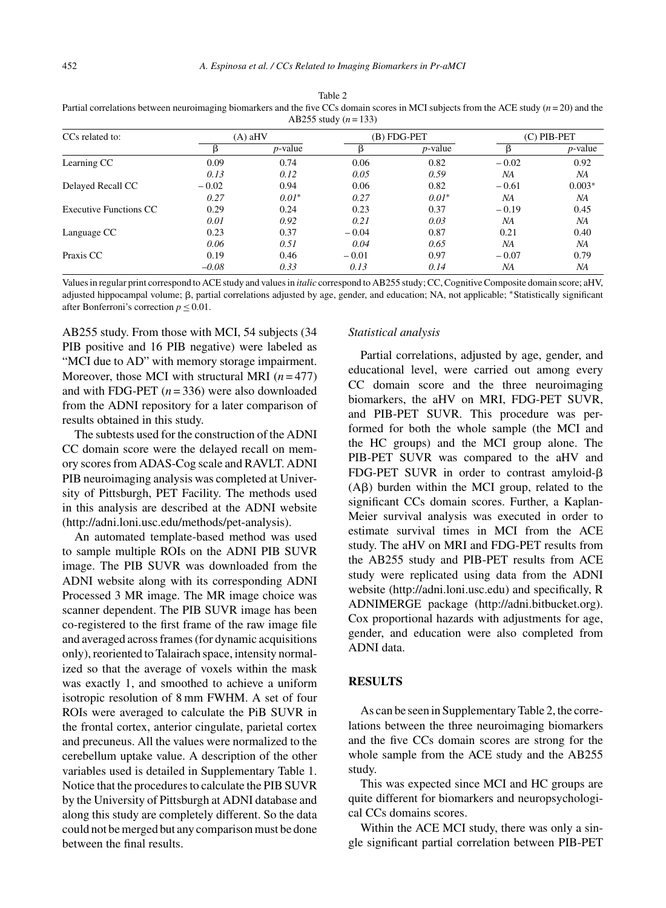Table 2
Partial correlations between neuroimaging biomarkers and the five CCs domain scores in MCI subjects from the ACE study ($n = 20$) and the AB255 study ($n = 133$)

| CCs related to: | (A) aHV | | (B) FDG-PET | | (C) PIB-PET | |
|---|---|---|---|---|---|---|
| | β | *p*-value | β | *p*-value | β | *p*-value |
| Learning CC | 0.09 | 0.74 | 0.06 | 0.82 | − 0.02 | 0.92 |
| | *0.13* | *0.12* | *0.05* | *0.59* | *NA* | *NA* |
| Delayed Recall CC | − 0.02 | 0.94 | 0.06 | 0.82 | − 0.61 | 0.003* |
| | *0.27* | *0.01** | *0.27* | *0.01** | *NA* | *NA* |
| Executive Functions CC | 0.29 | 0.24 | 0.23 | 0.37 | − 0.19 | 0.45 |
| | *0.01* | *0.92* | *0.21* | *0.03* | *NA* | *NA* |
| Language CC | 0.23 | 0.37 | − 0.04 | 0.87 | 0.21 | 0.40 |
| | *0.06* | *0.51* | *0.04* | *0.65* | *NA* | *NA* |
| Praxis CC | 0.19 | 0.46 | − 0.01 | 0.97 | − 0.07 | 0.79 |
| | *−0.08* | *0.33* | *0.13* | *0.14* | *NA* | *NA* |

Values in regular print correspond to ACE study and values in *italic* correspond to AB255 study; CC, Cognitive Composite domain score; aHV, adjusted hippocampal volume; β, partial correlations adjusted by age, gender, and education; NA, not applicable; *Statistically significant after Bonferroni's correction $p \leq 0.01$.

AB255 study. From those with MCI, 54 subjects (34 PIB positive and 16 PIB negative) were labeled as "MCI due to AD" with memory storage impairment. Moreover, those MCI with structural MRI ($n = 477$) and with FDG-PET ($n = 336$) were also downloaded from the ADNI repository for a later comparison of results obtained in this study.

The subtests used for the construction of the ADNI CC domain score were the delayed recall on memory scores from ADAS-Cog scale and RAVLT. ADNI PIB neuroimaging analysis was completed at University of Pittsburgh, PET Facility. The methods used in this analysis are described at the ADNI website (http://adni.loni.usc.edu/methods/pet-analysis).

An automated template-based method was used to sample multiple ROIs on the ADNI PIB SUVR image. The PIB SUVR was downloaded from the ADNI website along with its corresponding ADNI Processed 3 MR image. The MR image choice was scanner dependent. The PIB SUVR image has been co-registered to the first frame of the raw image file and averaged across frames (for dynamic acquisitions only), reoriented to Talairach space, intensity normalized so that the average of voxels within the mask was exactly 1, and smoothed to achieve a uniform isotropic resolution of 8 mm FWHM. A set of four ROIs were averaged to calculate the PiB SUVR in the frontal cortex, anterior cingulate, parietal cortex and precuneus. All the values were normalized to the cerebellum uptake value. A description of the other variables used is detailed in Supplementary Table 1. Notice that the procedures to calculate the PIB SUVR by the University of Pittsburgh at ADNI database and along this study are completely different. So the data could not be merged but any comparison must be done between the final results.

*Statistical analysis*

Partial correlations, adjusted by age, gender, and educational level, were carried out among every CC domain score and the three neuroimaging biomarkers, the aHV on MRI, FDG-PET SUVR, and PIB-PET SUVR. This procedure was performed for both the whole sample (the MCI and the HC groups) and the MCI group alone. The PIB-PET SUVR was compared to the aHV and FDG-PET SUVR in order to contrast amyloid-β (Aβ) burden within the MCI group, related to the significant CCs domain scores. Further, a Kaplan-Meier survival analysis was executed in order to estimate survival times in MCI from the ACE study. The aHV on MRI and FDG-PET results from the AB255 study and PIB-PET results from ACE study were replicated using data from the ADNI website (http://adni.loni.usc.edu) and specifically, R ADNIMERGE package (http://adni.bitbucket.org). Cox proportional hazards with adjustments for age, gender, and education were also completed from ADNI data.

## RESULTS

As can be seen in Supplementary Table 2, the correlations between the three neuroimaging biomarkers and the five CCs domain scores are strong for the whole sample from the ACE study and the AB255 study.

This was expected since MCI and HC groups are quite different for biomarkers and neuropsychological CCs domains scores.

Within the ACE MCI study, there was only a single significant partial correlation between PIB-PET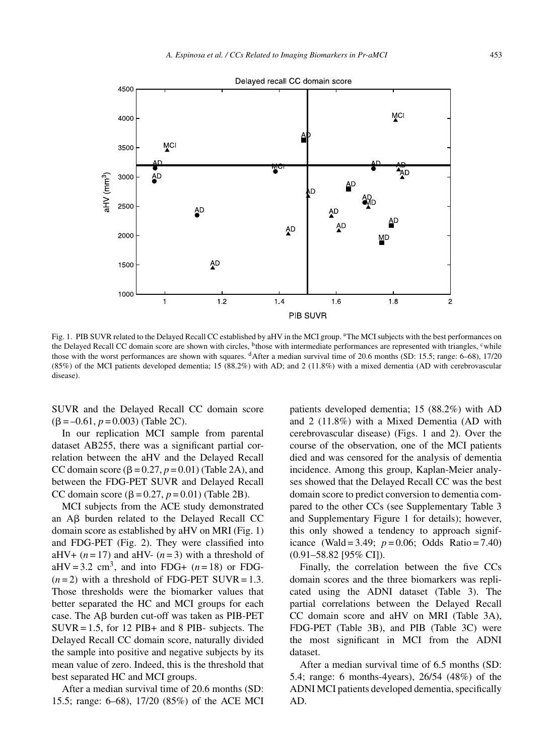Fig. 1. PIB SUVR related to the Delayed Recall CC established by aHV in the MCI group. [a]The MCI subjects with the best performances on the Delayed Recall CC domain score are shown with circles, [b]those with intermediate performances are represented with triangles, [c]while those with the worst performances are shown with squares. [d]After a median survival time of 20.6 months (SD: 15.5; range: 6–68), 17/20 (85%) of the MCI patients developed dementia; 15 (88.2%) with AD; and 2 (11.8%) with a mixed dementia (AD with cerebrovascular disease).

SUVR and the Delayed Recall CC domain score ($\beta = -0.61$, $p = 0.003$) (Table 2C).

In our replication MCI sample from parental dataset AB255, there was a significant partial correlation between the aHV and the Delayed Recall CC domain score ($\beta = 0.27$, $p = 0.01$) (Table 2A), and between the FDG-PET SUVR and Delayed Recall CC domain score ($\beta = 0.27$, $p = 0.01$) (Table 2B).

MCI subjects from the ACE study demonstrated an A$\beta$ burden related to the Delayed Recall CC domain score as established by aHV on MRI (Fig. 1) and FDG-PET (Fig. 2). They were classified into aHV+ ($n = 17$) and aHV- ($n = 3$) with a threshold of aHV = 3.2 $cm^3$, and into FDG+ ($n = 18$) or FDG- ($n = 2$) with a threshold of FDG-PET SUVR = 1.3. Those thresholds were the biomarker values that better separated the HC and MCI groups for each case. The A$\beta$ burden cut-off was taken as PIB-PET SUVR = 1.5, for 12 PIB+ and 8 PIB- subjects. The Delayed Recall CC domain score, naturally divided the sample into positive and negative subjects by its mean value of zero. Indeed, this is the threshold that best separated HC and MCI groups.

After a median survival time of 20.6 months (SD: 15.5; range: 6–68), 17/20 (85%) of the ACE MCI patients developed dementia; 15 (88.2%) with AD and 2 (11.8%) with a Mixed Dementia (AD with cerebrovascular disease) (Figs. 1 and 2). Over the course of the observation, one of the MCI patients died and was censored for the analysis of dementia incidence. Among this group, Kaplan-Meier analyses showed that the Delayed Recall CC was the best domain score to predict conversion to dementia compared to the other CCs (see Supplementary Table 3 and Supplementary Figure 1 for details); however, this only showed a tendency to approach significance (Wald = 3.49; $p = 0.06$; Odds Ratio = 7.40) (0.91–58.82 [95% CI]).

Finally, the correlation between the five CCs domain scores and the three biomarkers was replicated using the ADNI dataset (Table 3). The partial correlations between the Delayed Recall CC domain score and aHV on MRI (Table 3A), FDG-PET (Table 3B), and PIB (Table 3C) were the most significant in MCI from the ADNI dataset.

After a median survival time of 6.5 months (SD: 5.4; range: 6 months-4years), 26/54 (48%) of the ADNI MCI patients developed dementia, specifically AD.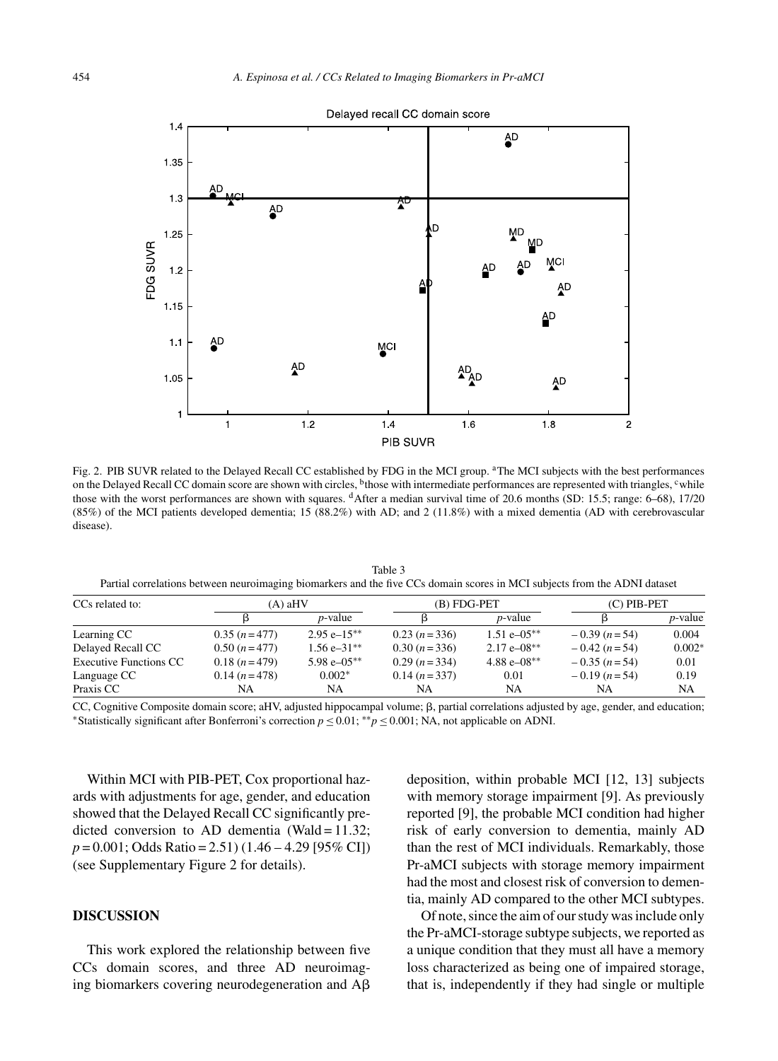Fig. 2. PIB SUVR related to the Delayed Recall CC established by FDG in the MCI group. [a]The MCI subjects with the best performances on the Delayed Recall CC domain score are shown with circles, [b]those with intermediate performances are represented with triangles, [c]while those with the worst performances are shown with squares. [d]After a median survival time of 20.6 months (SD: 15.5; range: 6–68), 17/20 (85%) of the MCI patients developed dementia; 15 (88.2%) with AD; and 2 (11.8%) with a mixed dementia (AD with cerebrovascular disease).

Table 3
Partial correlations between neuroimaging biomarkers and the five CCs domain scores in MCI subjects from the ADNI dataset

| CCs related to: | (A) aHV | | (B) FDG-PET | | (C) PIB-PET | |
|---|---|---|---|---|---|---|
| | β | *p*-value | β | *p*-value | β | *p*-value |
| Learning CC | 0.35 (*n* = 477) | 2.95 e–15** | 0.23 (*n* = 336) | 1.51 e–05** | – 0.39 (*n* = 54) | 0.004 |
| Delayed Recall CC | 0.50 (*n* = 477) | 1.56 e–31** | 0.30 (*n* = 336) | 2.17 e–08** | – 0.42 (*n* = 54) | 0.002* |
| Executive Functions CC | 0.18 (*n* = 479) | 5.98 e–05** | 0.29 (*n* = 334) | 4.88 e–08** | – 0.35 (*n* = 54) | 0.01 |
| Language CC | 0.14 (*n* = 478) | 0.002* | 0.14 (*n* = 337) | 0.01 | – 0.19 (*n* = 54) | 0.19 |
| Praxis CC | NA | NA | NA | NA | NA | NA |

CC, Cognitive Composite domain score; aHV, adjusted hippocampal volume; β, partial correlations adjusted by age, gender, and education; *Statistically significant after Bonferroni's correction $p \leq 0.01$; **$p \leq 0.001$; NA, not applicable on ADNI.

Within MCI with PIB-PET, Cox proportional hazards with adjustments for age, gender, and education showed that the Delayed Recall CC significantly predicted conversion to AD dementia (Wald = 11.32; $p = 0.001$; Odds Ratio = 2.51) (1.46 – 4.29 [95% CI]) (see Supplementary Figure 2 for details).

## DISCUSSION

This work explored the relationship between five CCs domain scores, and three AD neuroimaging biomarkers covering neurodegeneration and Aβ deposition, within probable MCI [12, 13] subjects with memory storage impairment [9]. As previously reported [9], the probable MCI condition had higher risk of early conversion to dementia, mainly AD than the rest of MCI individuals. Remarkably, those Pr-aMCI subjects with storage memory impairment had the most and closest risk of conversion to dementia, mainly AD compared to the other MCI subtypes.

Of note, since the aim of our study was include only the Pr-aMCI-storage subtype subjects, we reported as a unique condition that they must all have a memory loss characterized as being one of impaired storage, that is, independently if they had single or multiple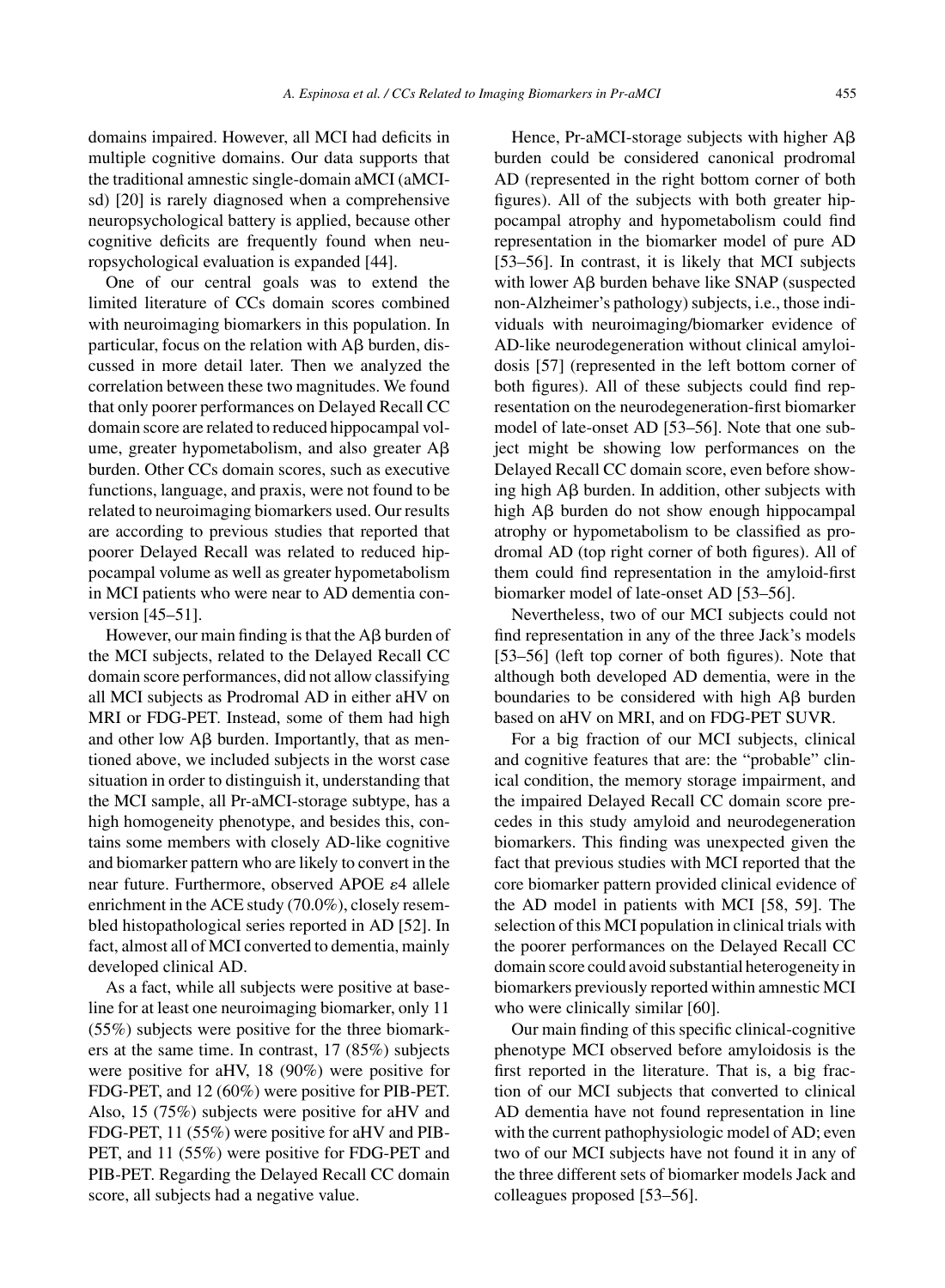domains impaired. However, all MCI had deficits in multiple cognitive domains. Our data supports that the traditional amnestic single-domain aMCI (aMCI-sd) [20] is rarely diagnosed when a comprehensive neuropsychological battery is applied, because other cognitive deficits are frequently found when neuropsychological evaluation is expanded [44].

One of our central goals was to extend the limited literature of CCs domain scores combined with neuroimaging biomarkers in this population. In particular, focus on the relation with Aβ burden, discussed in more detail later. Then we analyzed the correlation between these two magnitudes. We found that only poorer performances on Delayed Recall CC domain score are related to reduced hippocampal volume, greater hypometabolism, and also greater Aβ burden. Other CCs domain scores, such as executive functions, language, and praxis, were not found to be related to neuroimaging biomarkers used. Our results are according to previous studies that reported that poorer Delayed Recall was related to reduced hippocampal volume as well as greater hypometabolism in MCI patients who were near to AD dementia conversion [45–51].

However, our main finding is that the Aβ burden of the MCI subjects, related to the Delayed Recall CC domain score performances, did not allow classifying all MCI subjects as Prodromal AD in either aHV on MRI or FDG-PET. Instead, some of them had high and other low Aβ burden. Importantly, that as mentioned above, we included subjects in the worst case situation in order to distinguish it, understanding that the MCI sample, all Pr-aMCI-storage subtype, has a high homogeneity phenotype, and besides this, contains some members with closely AD-like cognitive and biomarker pattern who are likely to convert in the near future. Furthermore, observed APOE ε4 allele enrichment in the ACE study (70.0%), closely resembled histopathological series reported in AD [52]. In fact, almost all of MCI converted to dementia, mainly developed clinical AD.

As a fact, while all subjects were positive at baseline for at least one neuroimaging biomarker, only 11 (55%) subjects were positive for the three biomarkers at the same time. In contrast, 17 (85%) subjects were positive for aHV, 18 (90%) were positive for FDG-PET, and 12 (60%) were positive for PIB-PET. Also, 15 (75%) subjects were positive for aHV and FDG-PET, 11 (55%) were positive for aHV and PIB-PET, and 11 (55%) were positive for FDG-PET and PIB-PET. Regarding the Delayed Recall CC domain score, all subjects had a negative value.

Hence, Pr-aMCI-storage subjects with higher Aβ burden could be considered canonical prodromal AD (represented in the right bottom corner of both figures). All of the subjects with both greater hippocampal atrophy and hypometabolism could find representation in the biomarker model of pure AD [53–56]. In contrast, it is likely that MCI subjects with lower Aβ burden behave like SNAP (suspected non-Alzheimer's pathology) subjects, i.e., those individuals with neuroimaging/biomarker evidence of AD-like neurodegeneration without clinical amyloidosis [57] (represented in the left bottom corner of both figures). All of these subjects could find representation on the neurodegeneration-first biomarker model of late-onset AD [53–56]. Note that one subject might be showing low performances on the Delayed Recall CC domain score, even before showing high Aβ burden. In addition, other subjects with high Aβ burden do not show enough hippocampal atrophy or hypometabolism to be classified as prodromal AD (top right corner of both figures). All of them could find representation in the amyloid-first biomarker model of late-onset AD [53–56].

Nevertheless, two of our MCI subjects could not find representation in any of the three Jack's models [53–56] (left top corner of both figures). Note that although both developed AD dementia, were in the boundaries to be considered with high Aβ burden based on aHV on MRI, and on FDG-PET SUVR.

For a big fraction of our MCI subjects, clinical and cognitive features that are: the "probable" clinical condition, the memory storage impairment, and the impaired Delayed Recall CC domain score precedes in this study amyloid and neurodegeneration biomarkers. This finding was unexpected given the fact that previous studies with MCI reported that the core biomarker pattern provided clinical evidence of the AD model in patients with MCI [58, 59]. The selection of this MCI population in clinical trials with the poorer performances on the Delayed Recall CC domain score could avoid substantial heterogeneity in biomarkers previously reported within amnestic MCI who were clinically similar [60].

Our main finding of this specific clinical-cognitive phenotype MCI observed before amyloidosis is the first reported in the literature. That is, a big fraction of our MCI subjects that converted to clinical AD dementia have not found representation in line with the current pathophysiologic model of AD; even two of our MCI subjects have not found it in any of the three different sets of biomarker models Jack and colleagues proposed [53–56].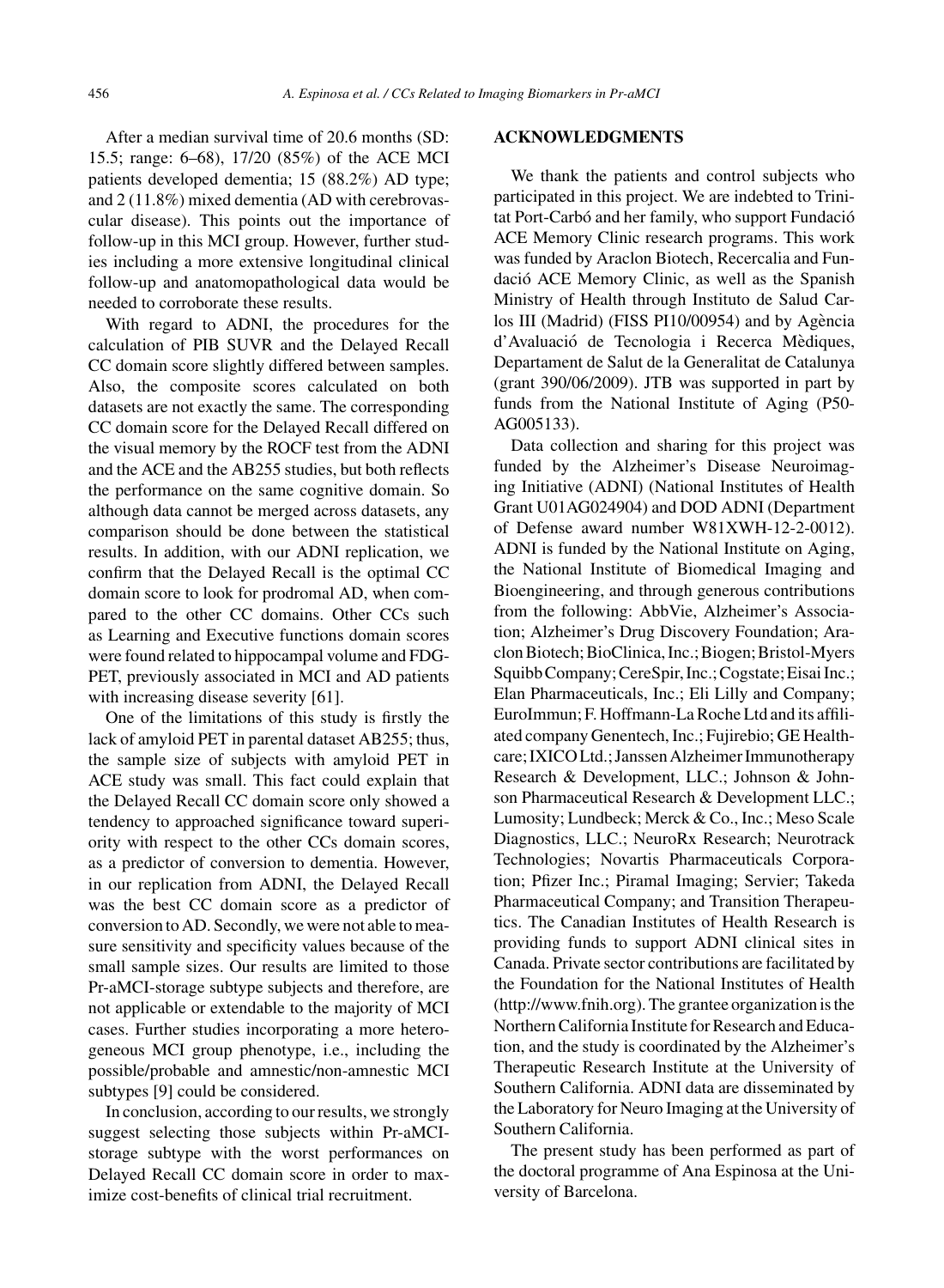After a median survival time of 20.6 months (SD: 15.5; range: 6–68), 17/20 (85%) of the ACE MCI patients developed dementia; 15 (88.2%) AD type; and 2 (11.8%) mixed dementia (AD with cerebrovascular disease). This points out the importance of follow-up in this MCI group. However, further studies including a more extensive longitudinal clinical follow-up and anatomopathological data would be needed to corroborate these results.

With regard to ADNI, the procedures for the calculation of PIB SUVR and the Delayed Recall CC domain score slightly differed between samples. Also, the composite scores calculated on both datasets are not exactly the same. The corresponding CC domain score for the Delayed Recall differed on the visual memory by the ROCF test from the ADNI and the ACE and the AB255 studies, but both reflects the performance on the same cognitive domain. So although data cannot be merged across datasets, any comparison should be done between the statistical results. In addition, with our ADNI replication, we confirm that the Delayed Recall is the optimal CC domain score to look for prodromal AD, when compared to the other CC domains. Other CCs such as Learning and Executive functions domain scores were found related to hippocampal volume and FDG-PET, previously associated in MCI and AD patients with increasing disease severity [61].

One of the limitations of this study is firstly the lack of amyloid PET in parental dataset AB255; thus, the sample size of subjects with amyloid PET in ACE study was small. This fact could explain that the Delayed Recall CC domain score only showed a tendency to approached significance toward superiority with respect to the other CCs domains scores, as a predictor of conversion to dementia. However, in our replication from ADNI, the Delayed Recall was the best CC domain score as a predictor of conversion to AD. Secondly, we were not able to measure sensitivity and specificity values because of the small sample sizes. Our results are limited to those Pr-aMCI-storage subtype subjects and therefore, are not applicable or extendable to the majority of MCI cases. Further studies incorporating a more heterogeneous MCI group phenotype, i.e., including the possible/probable and amnestic/non-amnestic MCI subtypes [9] could be considered.

In conclusion, according to our results, we strongly suggest selecting those subjects within Pr-aMCI-storage subtype with the worst performances on Delayed Recall CC domain score in order to maximize cost-benefits of clinical trial recruitment.

## ACKNOWLEDGMENTS

We thank the patients and control subjects who participated in this project. We are indebted to Trinitat Port-Carbó and her family, who support Fundació ACE Memory Clinic research programs. This work was funded by Araclon Biotech, Recercalia and Fundació ACE Memory Clinic, as well as the Spanish Ministry of Health through Instituto de Salud Carlos III (Madrid) (FISS PI10/00954) and by Agència d'Avaluació de Tecnologia i Recerca Mèdiques, Departament de Salut de la Generalitat de Catalunya (grant 390/06/2009). JTB was supported in part by funds from the National Institute of Aging (P50-AG005133).

Data collection and sharing for this project was funded by the Alzheimer's Disease Neuroimaging Initiative (ADNI) (National Institutes of Health Grant U01AG024904) and DOD ADNI (Department of Defense award number W81XWH-12-2-0012). ADNI is funded by the National Institute on Aging, the National Institute of Biomedical Imaging and Bioengineering, and through generous contributions from the following: AbbVie, Alzheimer's Association; Alzheimer's Drug Discovery Foundation; Araclon Biotech; BioClinica, Inc.; Biogen; Bristol-Myers Squibb Company; CereSpir, Inc.; Cogstate; Eisai Inc.; Elan Pharmaceuticals, Inc.; Eli Lilly and Company; EuroImmun; F. Hoffmann-La Roche Ltd and its affiliated company Genentech, Inc.; Fujirebio; GE Healthcare; IXICO Ltd.; Janssen Alzheimer Immunotherapy Research & Development, LLC.; Johnson & Johnson Pharmaceutical Research & Development LLC.; Lumosity; Lundbeck; Merck & Co., Inc.; Meso Scale Diagnostics, LLC.; NeuroRx Research; Neurotrack Technologies; Novartis Pharmaceuticals Corporation; Pfizer Inc.; Piramal Imaging; Servier; Takeda Pharmaceutical Company; and Transition Therapeutics. The Canadian Institutes of Health Research is providing funds to support ADNI clinical sites in Canada. Private sector contributions are facilitated by the Foundation for the National Institutes of Health (http://www.fnih.org). The grantee organization is the Northern California Institute for Research and Education, and the study is coordinated by the Alzheimer's Therapeutic Research Institute at the University of Southern California. ADNI data are disseminated by the Laboratory for Neuro Imaging at the University of Southern California.

The present study has been performed as part of the doctoral programme of Ana Espinosa at the University of Barcelona.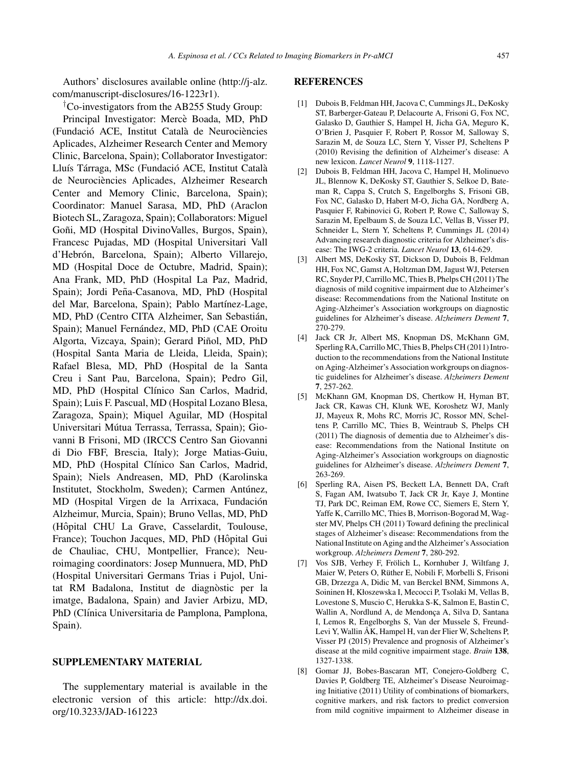Authors' disclosures available online (http://j-alz.com/manuscript-disclosures/16-1223r1).

†Co-investigators from the AB255 Study Group:

Principal Investigator: Mercè Boada, MD, PhD (Fundació ACE, Institut Català de Neurociències Aplicades, Alzheimer Research Center and Memory Clinic, Barcelona, Spain); Collaborator Investigator: Lluís Tárraga, MSc (Fundació ACE, Institut Català de Neurociències Aplicades, Alzheimer Research Center and Memory Clinic, Barcelona, Spain); Coordinator: Manuel Sarasa, MD, PhD (Araclon Biotech SL, Zaragoza, Spain); Collaborators: Miguel Goñi, MD (Hospital DivinoValles, Burgos, Spain), Francesc Pujadas, MD (Hospital Universitari Vall d'Hebrón, Barcelona, Spain); Alberto Villarejo, MD (Hospital Doce de Octubre, Madrid, Spain); Ana Frank, MD, PhD (Hospital La Paz, Madrid, Spain); Jordi Peña-Casanova, MD, PhD (Hospital del Mar, Barcelona, Spain); Pablo Martínez-Lage, MD, PhD (Centro CITA Alzheimer, San Sebastián, Spain); Manuel Fernández, MD, PhD (CAE Oroitu Algorta, Vizcaya, Spain); Gerard Piñol, MD, PhD (Hospital Santa Maria de Lleida, Lleida, Spain); Rafael Blesa, MD, PhD (Hospital de la Santa Creu i Sant Pau, Barcelona, Spain); Pedro Gil, MD, PhD (Hospital Clínico San Carlos, Madrid, Spain); Luis F. Pascual, MD (Hospital Lozano Blesa, Zaragoza, Spain); Miquel Aguilar, MD (Hospital Universitari Mútua Terrassa, Terrassa, Spain); Giovanni B Frisoni, MD (IRCCS Centro San Giovanni di Dio FBF, Brescia, Italy); Jorge Matias-Guiu, MD, PhD (Hospital Clínico San Carlos, Madrid, Spain); Niels Andreasen, MD, PhD (Karolinska Institutet, Stockholm, Sweden); Carmen Antúnez, MD (Hospital Virgen de la Arrixaca, Fundación Alzheimur, Murcia, Spain); Bruno Vellas, MD, PhD (Hôpital CHU La Grave, Casselardit, Toulouse, France); Touchon Jacques, MD, PhD (Hôpital Gui de Chauliac, CHU, Montpellier, France); Neuroimaging coordinators: Josep Munnuera, MD, PhD (Hospital Universitari Germans Trias i Pujol, Unitat RM Badalona, Institut de diagnòstic per la imatge, Badalona, Spain) and Javier Arbizu, MD, PhD (Clínica Universitaria de Pamplona, Pamplona, Spain).

## SUPPLEMENTARY MATERIAL

The supplementary material is available in the electronic version of this article: http://dx.doi.org/10.3233/JAD-161223

## REFERENCES

[1] Dubois B, Feldman HH, Jacova C, Cummings JL, DeKosky ST, Barberger-Gateau P, Delacourte A, Frisoni G, Fox NC, Galasko D, Gauthier S, Hampel H, Jicha GA, Meguro K, O'Brien J, Pasquier F, Robert P, Rossor M, Salloway S, Sarazin M, de Souza LC, Stern Y, Visser PJ, Scheltens P (2010) Revising the definition of Alzheimer's disease: A new lexicon. *Lancet Neurol* **9**, 1118-1127.

[2] Dubois B, Feldman HH, Jacova C, Hampel H, Molinuevo JL, Blennow K, DeKosky ST, Gauthier S, Selkoe D, Bateman R, Cappa S, Crutch S, Engelborghs S, Frisoni GB, Fox NC, Galasko D, Habert M-O, Jicha GA, Nordberg A, Pasquier F, Rabinovici G, Robert P, Rowe C, Salloway S, Sarazin M, Epelbaum S, de Souza LC, Vellas B, Visser PJ, Schneider L, Stern Y, Scheltens P, Cummings JL (2014) Advancing research diagnostic criteria for Alzheimer's disease: The IWG-2 criteria. *Lancet Neurol* **13**, 614-629.

[3] Albert MS, DeKosky ST, Dickson D, Dubois B, Feldman HH, Fox NC, Gamst A, Holtzman DM, Jagust WJ, Petersen RC, Snyder PJ, Carrillo MC, Thies B, Phelps CH (2011) The diagnosis of mild cognitive impairment due to Alzheimer's disease: Recommendations from the National Institute on Aging-Alzheimer's Association workgroups on diagnostic guidelines for Alzheimer's disease. *Alzheimers Dement* **7**, 270-279.

[4] Jack CR Jr, Albert MS, Knopman DS, McKhann GM, Sperling RA, Carrillo MC, Thies B, Phelps CH (2011) Introduction to the recommendations from the National Institute on Aging-Alzheimer's Association workgroups on diagnostic guidelines for Alzheimer's disease. *Alzheimers Dement* **7**, 257-262.

[5] McKhann GM, Knopman DS, Chertkow H, Hyman BT, Jack CR, Kawas CH, Klunk WE, Koroshetz WJ, Manly JJ, Mayeux R, Mohs RC, Morris JC, Rossor MN, Scheltens P, Carrillo MC, Thies B, Weintraub S, Phelps CH (2011) The diagnosis of dementia due to Alzheimer's disease: Recommendations from the National Institute on Aging-Alzheimer's Association workgroups on diagnostic guidelines for Alzheimer's disease. *Alzheimers Dement* **7**, 263-269.

[6] Sperling RA, Aisen PS, Beckett LA, Bennett DA, Craft S, Fagan AM, Iwatsubo T, Jack CR Jr, Kaye J, Montine TJ, Park DC, Reiman EM, Rowe CC, Siemers E, Stern Y, Yaffe K, Carrillo MC, Thies B, Morrison-Bogorad M, Wagster MV, Phelps CH (2011) Toward defining the preclinical stages of Alzheimer's disease: Recommendations from the National Institute on Aging and the Alzheimer's Association workgroup. *Alzheimers Dement* **7**, 280-292.

[7] Vos SJB, Verhey F, Frölich L, Kornhuber J, Wiltfang J, Maier W, Peters O, Rüther E, Nobili F, Morbelli S, Frisoni GB, Drzezga A, Didic M, van Berckel BNM, Simmons A, Soininen H, Kłoszewska I, Mecocci P, Tsolaki M, Vellas B, Lovestone S, Muscio C, Herukka S-K, Salmon E, Bastin C, Wallin A, Nordlund A, de Mendonça A, Silva D, Santana I, Lemos R, Engelborghs S, Van der Mussele S, Freund-Levi Y, Wallin ÅK, Hampel H, van der Flier W, Scheltens P, Visser PJ (2015) Prevalence and prognosis of Alzheimer's disease at the mild cognitive impairment stage. *Brain* **138**, 1327-1338.

[8] Gomar JJ, Bobes-Bascaran MT, Conejero-Goldberg C, Davies P, Goldberg TE, Alzheimer's Disease Neuroimaging Initiative (2011) Utility of combinations of biomarkers, cognitive markers, and risk factors to predict conversion from mild cognitive impairment to Alzheimer disease in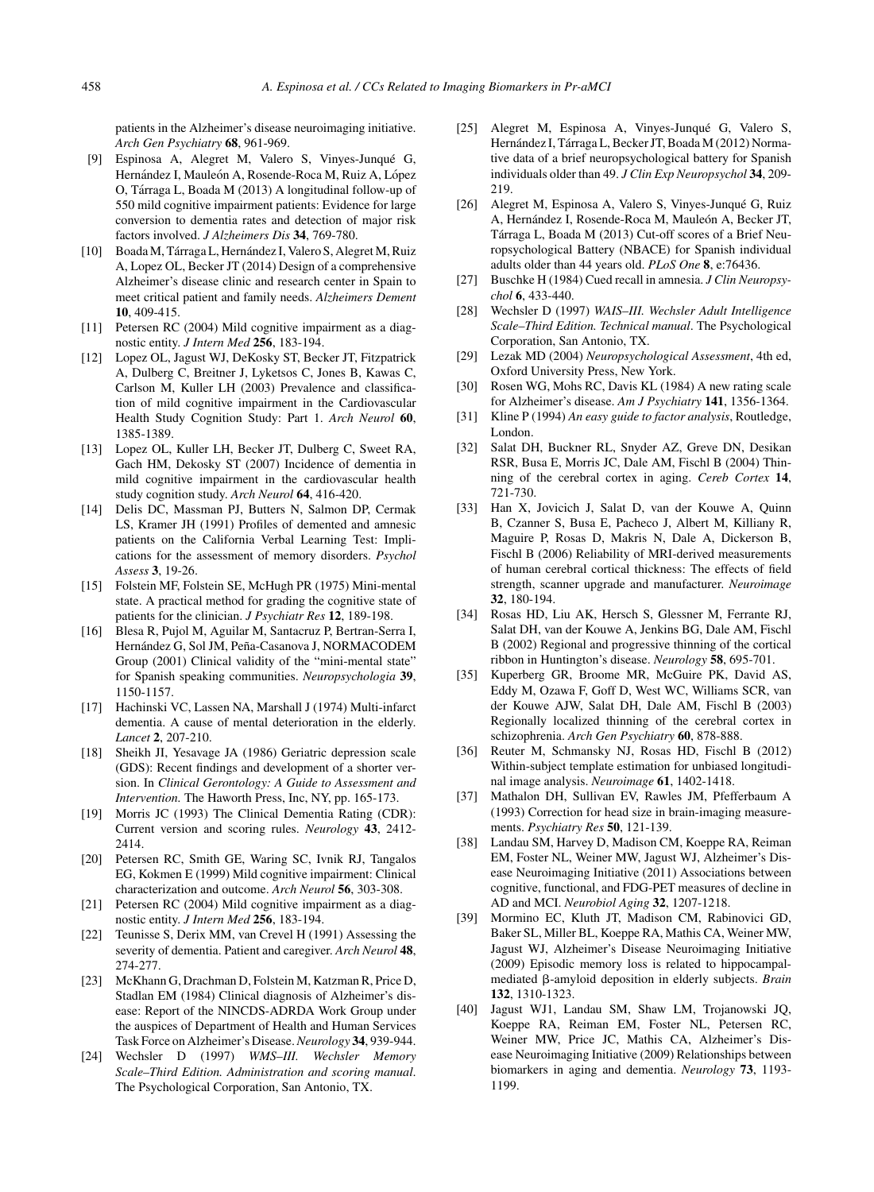patients in the Alzheimer's disease neuroimaging initiative. *Arch Gen Psychiatry* **68**, 961-969.

[9] Espinosa A, Alegret M, Valero S, Vinyes-Junqué G, Hernández I, Mauleón A, Rosende-Roca M, Ruiz A, López O, Tárraga L, Boada M (2013) A longitudinal follow-up of 550 mild cognitive impairment patients: Evidence for large conversion to dementia rates and detection of major risk factors involved. *J Alzheimers Dis* **34**, 769-780.

[10] Boada M, Tárraga L, Hernández I, Valero S, Alegret M, Ruiz A, Lopez OL, Becker JT (2014) Design of a comprehensive Alzheimer's disease clinic and research center in Spain to meet critical patient and family needs. *Alzheimers Dement* **10**, 409-415.

[11] Petersen RC (2004) Mild cognitive impairment as a diagnostic entity. *J Intern Med* **256**, 183-194.

[12] Lopez OL, Jagust WJ, DeKosky ST, Becker JT, Fitzpatrick A, Dulberg C, Breitner J, Lyketsos C, Jones B, Kawas C, Carlson M, Kuller LH (2003) Prevalence and classification of mild cognitive impairment in the Cardiovascular Health Study Cognition Study: Part 1. *Arch Neurol* **60**, 1385-1389.

[13] Lopez OL, Kuller LH, Becker JT, Dulberg C, Sweet RA, Gach HM, Dekosky ST (2007) Incidence of dementia in mild cognitive impairment in the cardiovascular health study cognition study. *Arch Neurol* **64**, 416-420.

[14] Delis DC, Massman PJ, Butters N, Salmon DP, Cermak LS, Kramer JH (1991) Profiles of demented and amnesic patients on the California Verbal Learning Test: Implications for the assessment of memory disorders. *Psychol Assess* **3**, 19-26.

[15] Folstein MF, Folstein SE, McHugh PR (1975) Mini-mental state. A practical method for grading the cognitive state of patients for the clinician. *J Psychiatr Res* **12**, 189-198.

[16] Blesa R, Pujol M, Aguilar M, Santacruz P, Bertran-Serra I, Hernández G, Sol JM, Peña-Casanova J, NORMACODEM Group (2001) Clinical validity of the "mini-mental state" for Spanish speaking communities. *Neuropsychologia* **39**, 1150-1157.

[17] Hachinski VC, Lassen NA, Marshall J (1974) Multi-infarct dementia. A cause of mental deterioration in the elderly. *Lancet* **2**, 207-210.

[18] Sheikh JI, Yesavage JA (1986) Geriatric depression scale (GDS): Recent findings and development of a shorter version. In *Clinical Gerontology: A Guide to Assessment and Intervention.* The Haworth Press, Inc, NY, pp. 165-173.

[19] Morris JC (1993) The Clinical Dementia Rating (CDR): Current version and scoring rules. *Neurology* **43**, 2412-2414.

[20] Petersen RC, Smith GE, Waring SC, Ivnik RJ, Tangalos EG, Kokmen E (1999) Mild cognitive impairment: Clinical characterization and outcome. *Arch Neurol* **56**, 303-308.

[21] Petersen RC (2004) Mild cognitive impairment as a diagnostic entity. *J Intern Med* **256**, 183-194.

[22] Teunisse S, Derix MM, van Crevel H (1991) Assessing the severity of dementia. Patient and caregiver. *Arch Neurol* **48**, 274-277.

[23] McKhann G, Drachman D, Folstein M, Katzman R, Price D, Stadlan EM (1984) Clinical diagnosis of Alzheimer's disease: Report of the NINCDS-ADRDA Work Group under the auspices of Department of Health and Human Services Task Force on Alzheimer's Disease. *Neurology* **34**, 939-944.

[24] Wechsler D (1997) *WMS–III. Wechsler Memory Scale–Third Edition. Administration and scoring manual*. The Psychological Corporation, San Antonio, TX.

[25] Alegret M, Espinosa A, Vinyes-Junqué G, Valero S, Hernández I, Tárraga L, Becker JT, Boada M (2012) Normative data of a brief neuropsychological battery for Spanish individuals older than 49. *J Clin Exp Neuropsychol* **34**, 209-219.

[26] Alegret M, Espinosa A, Valero S, Vinyes-Junqué G, Ruiz A, Hernández I, Rosende-Roca M, Mauleón A, Becker JT, Tárraga L, Boada M (2013) Cut-off scores of a Brief Neuropsychological Battery (NBACE) for Spanish individual adults older than 44 years old. *PLoS One* **8**, e:76436.

[27] Buschke H (1984) Cued recall in amnesia. *J Clin Neuropsychol* **6**, 433-440.

[28] Wechsler D (1997) *WAIS–III. Wechsler Adult Intelligence Scale–Third Edition. Technical manual*. The Psychological Corporation, San Antonio, TX.

[29] Lezak MD (2004) *Neuropsychological Assessment*, 4th ed, Oxford University Press, New York.

[30] Rosen WG, Mohs RC, Davis KL (1984) A new rating scale for Alzheimer's disease. *Am J Psychiatry* **141**, 1356-1364.

[31] Kline P (1994) *An easy guide to factor analysis*, Routledge, London.

[32] Salat DH, Buckner RL, Snyder AZ, Greve DN, Desikan RSR, Busa E, Morris JC, Dale AM, Fischl B (2004) Thinning of the cerebral cortex in aging. *Cereb Cortex* **14**, 721-730.

[33] Han X, Jovicich J, Salat D, van der Kouwe A, Quinn B, Czanner S, Busa E, Pacheco J, Albert M, Killiany R, Maguire P, Rosas D, Makris N, Dale A, Dickerson B, Fischl B (2006) Reliability of MRI-derived measurements of human cerebral cortical thickness: The effects of field strength, scanner upgrade and manufacturer. *Neuroimage* **32**, 180-194.

[34] Rosas HD, Liu AK, Hersch S, Glessner M, Ferrante RJ, Salat DH, van der Kouwe A, Jenkins BG, Dale AM, Fischl B (2002) Regional and progressive thinning of the cortical ribbon in Huntington's disease. *Neurology* **58**, 695-701.

[35] Kuperberg GR, Broome MR, McGuire PK, David AS, Eddy M, Ozawa F, Goff D, West WC, Williams SCR, van der Kouwe AJW, Salat DH, Dale AM, Fischl B (2003) Regionally localized thinning of the cerebral cortex in schizophrenia. *Arch Gen Psychiatry* **60**, 878-888.

[36] Reuter M, Schmansky NJ, Rosas HD, Fischl B (2012) Within-subject template estimation for unbiased longitudinal image analysis. *Neuroimage* **61**, 1402-1418.

[37] Mathalon DH, Sullivan EV, Rawles JM, Pfefferbaum A (1993) Correction for head size in brain-imaging measurements. *Psychiatry Res* **50**, 121-139.

[38] Landau SM, Harvey D, Madison CM, Koeppe RA, Reiman EM, Foster NL, Weiner MW, Jagust WJ, Alzheimer's Disease Neuroimaging Initiative (2011) Associations between cognitive, functional, and FDG-PET measures of decline in AD and MCI. *Neurobiol Aging* **32**, 1207-1218.

[39] Mormino EC, Kluth JT, Madison CM, Rabinovici GD, Baker SL, Miller BL, Koeppe RA, Mathis CA, Weiner MW, Jagust WJ, Alzheimer's Disease Neuroimaging Initiative (2009) Episodic memory loss is related to hippocampal-mediated β-amyloid deposition in elderly subjects. *Brain* **132**, 1310-1323.

[40] Jagust WJ1, Landau SM, Shaw LM, Trojanowski JQ, Koeppe RA, Reiman EM, Foster NL, Petersen RC, Weiner MW, Price JC, Mathis CA, Alzheimer's Disease Neuroimaging Initiative (2009) Relationships between biomarkers in aging and dementia. *Neurology* **73**, 1193-1199.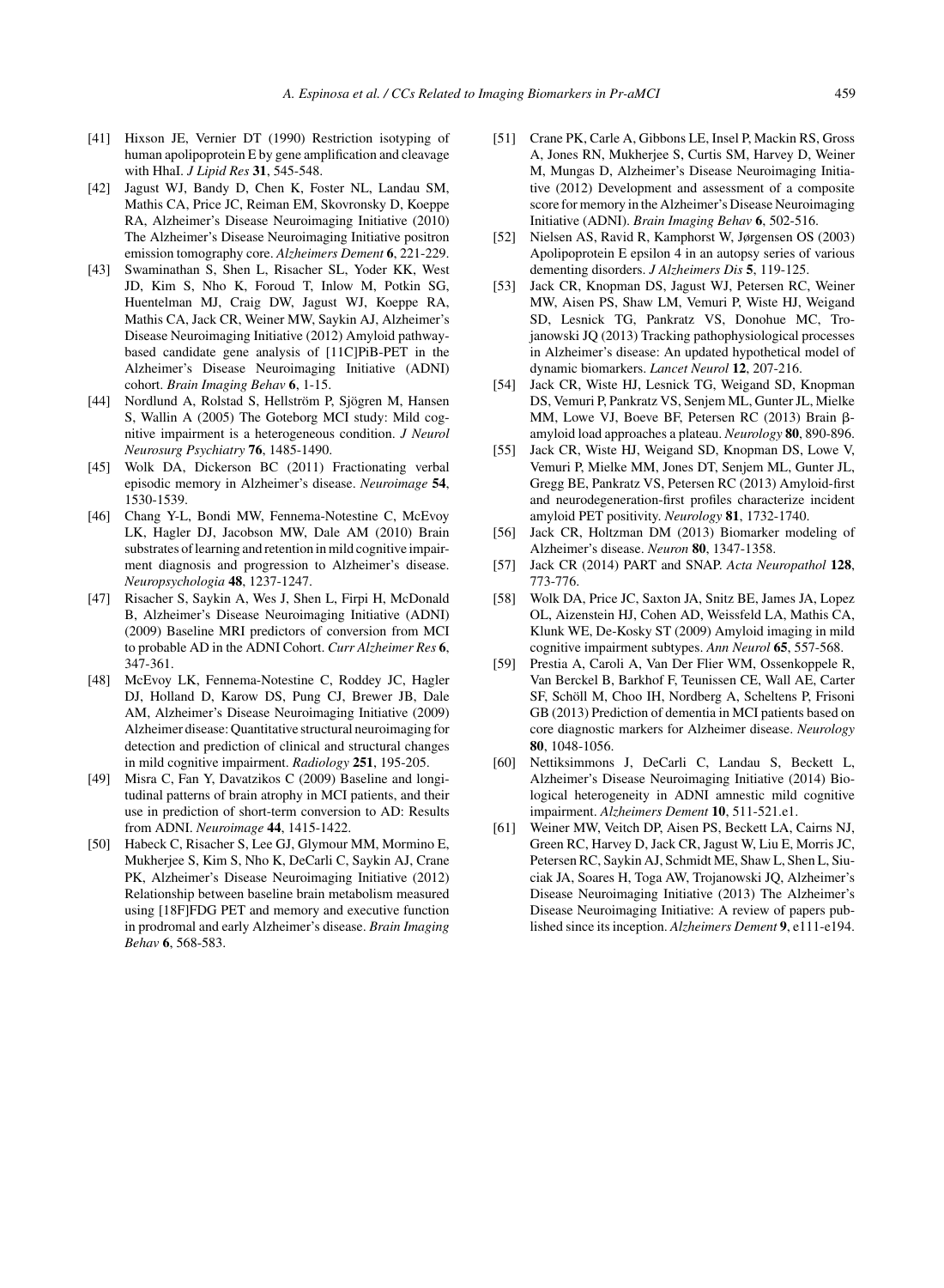[41] Hixson JE, Vernier DT (1990) Restriction isotyping of human apolipoprotein E by gene amplification and cleavage with HhaI. *J Lipid Res* **31**, 545-548.

[42] Jagust WJ, Bandy D, Chen K, Foster NL, Landau SM, Mathis CA, Price JC, Reiman EM, Skovronsky D, Koeppe RA, Alzheimer's Disease Neuroimaging Initiative (2010) The Alzheimer's Disease Neuroimaging Initiative positron emission tomography core. *Alzheimers Dement* **6**, 221-229.

[43] Swaminathan S, Shen L, Risacher SL, Yoder KK, West JD, Kim S, Nho K, Foroud T, Inlow M, Potkin SG, Huentelman MJ, Craig DW, Jagust WJ, Koeppe RA, Mathis CA, Jack CR, Weiner MW, Saykin AJ, Alzheimer's Disease Neuroimaging Initiative (2012) Amyloid pathway-based candidate gene analysis of [11C]PiB-PET in the Alzheimer's Disease Neuroimaging Initiative (ADNI) cohort. *Brain Imaging Behav* **6**, 1-15.

[44] Nordlund A, Rolstad S, Hellström P, Sjögren M, Hansen S, Wallin A (2005) The Goteborg MCI study: Mild cognitive impairment is a heterogeneous condition. *J Neurol Neurosurg Psychiatry* **76**, 1485-1490.

[45] Wolk DA, Dickerson BC (2011) Fractionating verbal episodic memory in Alzheimer's disease. *Neuroimage* **54**, 1530-1539.

[46] Chang Y-L, Bondi MW, Fennema-Notestine C, McEvoy LK, Hagler DJ, Jacobson MW, Dale AM (2010) Brain substrates of learning and retention in mild cognitive impairment diagnosis and progression to Alzheimer's disease. *Neuropsychologia* **48**, 1237-1247.

[47] Risacher S, Saykin A, Wes J, Shen L, Firpi H, McDonald B, Alzheimer's Disease Neuroimaging Initiative (ADNI) (2009) Baseline MRI predictors of conversion from MCI to probable AD in the ADNI Cohort. *Curr Alzheimer Res* **6**, 347-361.

[48] McEvoy LK, Fennema-Notestine C, Roddey JC, Hagler DJ, Holland D, Karow DS, Pung CJ, Brewer JB, Dale AM, Alzheimer's Disease Neuroimaging Initiative (2009) Alzheimer disease: Quantitative structural neuroimaging for detection and prediction of clinical and structural changes in mild cognitive impairment. *Radiology* **251**, 195-205.

[49] Misra C, Fan Y, Davatzikos C (2009) Baseline and longitudinal patterns of brain atrophy in MCI patients, and their use in prediction of short-term conversion to AD: Results from ADNI. *Neuroimage* **44**, 1415-1422.

[50] Habeck C, Risacher S, Lee GJ, Glymour MM, Mormino E, Mukherjee S, Kim S, Nho K, DeCarli C, Saykin AJ, Crane PK, Alzheimer's Disease Neuroimaging Initiative (2012) Relationship between baseline brain metabolism measured using [18F]FDG PET and memory and executive function in prodromal and early Alzheimer's disease. *Brain Imaging Behav* **6**, 568-583.

[51] Crane PK, Carle A, Gibbons LE, Insel P, Mackin RS, Gross A, Jones RN, Mukherjee S, Curtis SM, Harvey D, Weiner M, Mungas D, Alzheimer's Disease Neuroimaging Initiative (2012) Development and assessment of a composite score for memory in the Alzheimer's Disease Neuroimaging Initiative (ADNI). *Brain Imaging Behav* **6**, 502-516.

[52] Nielsen AS, Ravid R, Kamphorst W, Jørgensen OS (2003) Apolipoprotein E epsilon 4 in an autopsy series of various dementing disorders. *J Alzheimers Dis* **5**, 119-125.

[53] Jack CR, Knopman DS, Jagust WJ, Petersen RC, Weiner MW, Aisen PS, Shaw LM, Vemuri P, Wiste HJ, Weigand SD, Lesnick TG, Pankratz VS, Donohue MC, Trojanowski JQ (2013) Tracking pathophysiological processes in Alzheimer's disease: An updated hypothetical model of dynamic biomarkers. *Lancet Neurol* **12**, 207-216.

[54] Jack CR, Wiste HJ, Lesnick TG, Weigand SD, Knopman DS, Vemuri P, Pankratz VS, Senjem ML, Gunter JL, Mielke MM, Lowe VJ, Boeve BF, Petersen RC (2013) Brain β-amyloid load approaches a plateau. *Neurology* **80**, 890-896.

[55] Jack CR, Wiste HJ, Weigand SD, Knopman DS, Lowe V, Vemuri P, Mielke MM, Jones DT, Senjem ML, Gunter JL, Gregg BE, Pankratz VS, Petersen RC (2013) Amyloid-first and neurodegeneration-first profiles characterize incident amyloid PET positivity. *Neurology* **81**, 1732-1740.

[56] Jack CR, Holtzman DM (2013) Biomarker modeling of Alzheimer's disease. *Neuron* **80**, 1347-1358.

[57] Jack CR (2014) PART and SNAP. *Acta Neuropathol* **128**, 773-776.

[58] Wolk DA, Price JC, Saxton JA, Snitz BE, James JA, Lopez OL, Aizenstein HJ, Cohen AD, Weissfeld LA, Mathis CA, Klunk WE, De-Kosky ST (2009) Amyloid imaging in mild cognitive impairment subtypes. *Ann Neurol* **65**, 557-568.

[59] Prestia A, Caroli A, Van Der Flier WM, Ossenkoppele R, Van Berckel B, Barkhof F, Teunissen CE, Wall AE, Carter SF, Schöll M, Choo IH, Nordberg A, Scheltens P, Frisoni GB (2013) Prediction of dementia in MCI patients based on core diagnostic markers for Alzheimer disease. *Neurology* **80**, 1048-1056.

[60] Nettiksimmons J, DeCarli C, Landau S, Beckett L, Alzheimer's Disease Neuroimaging Initiative (2014) Biological heterogeneity in ADNI amnestic mild cognitive impairment. *Alzheimers Dement* **10**, 511-521.e1.

[61] Weiner MW, Veitch DP, Aisen PS, Beckett LA, Cairns NJ, Green RC, Harvey D, Jack CR, Jagust W, Liu E, Morris JC, Petersen RC, Saykin AJ, Schmidt ME, Shaw L, Shen L, Siuciak JA, Soares H, Toga AW, Trojanowski JQ, Alzheimer's Disease Neuroimaging Initiative (2013) The Alzheimer's Disease Neuroimaging Initiative: A review of papers published since its inception. *Alzheimers Dement* **9**, e111-e194.